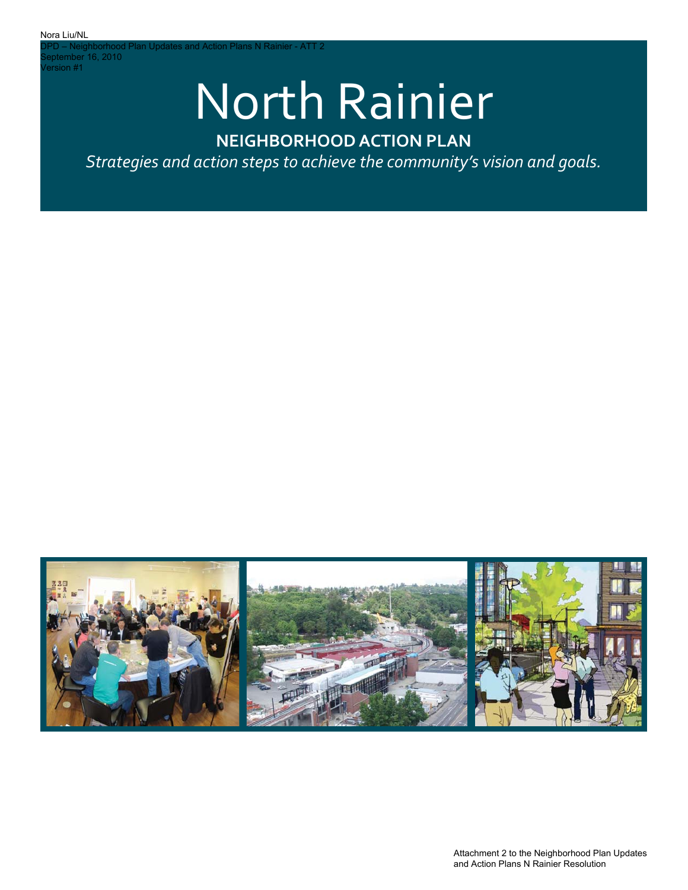Nora Liu/NL
DPD – Neighborhood Plan Updates and Action Plans N Rainier - ATT 2
September 16, 2010
Version #1

# North Rainier

## NEIGHBORHOOD ACTION PLAN

*Strategies and action steps to achieve the community's vision and goals.*

Attachment 2 to the Neighborhood Plan Updates and Action Plans N Rainier Resolution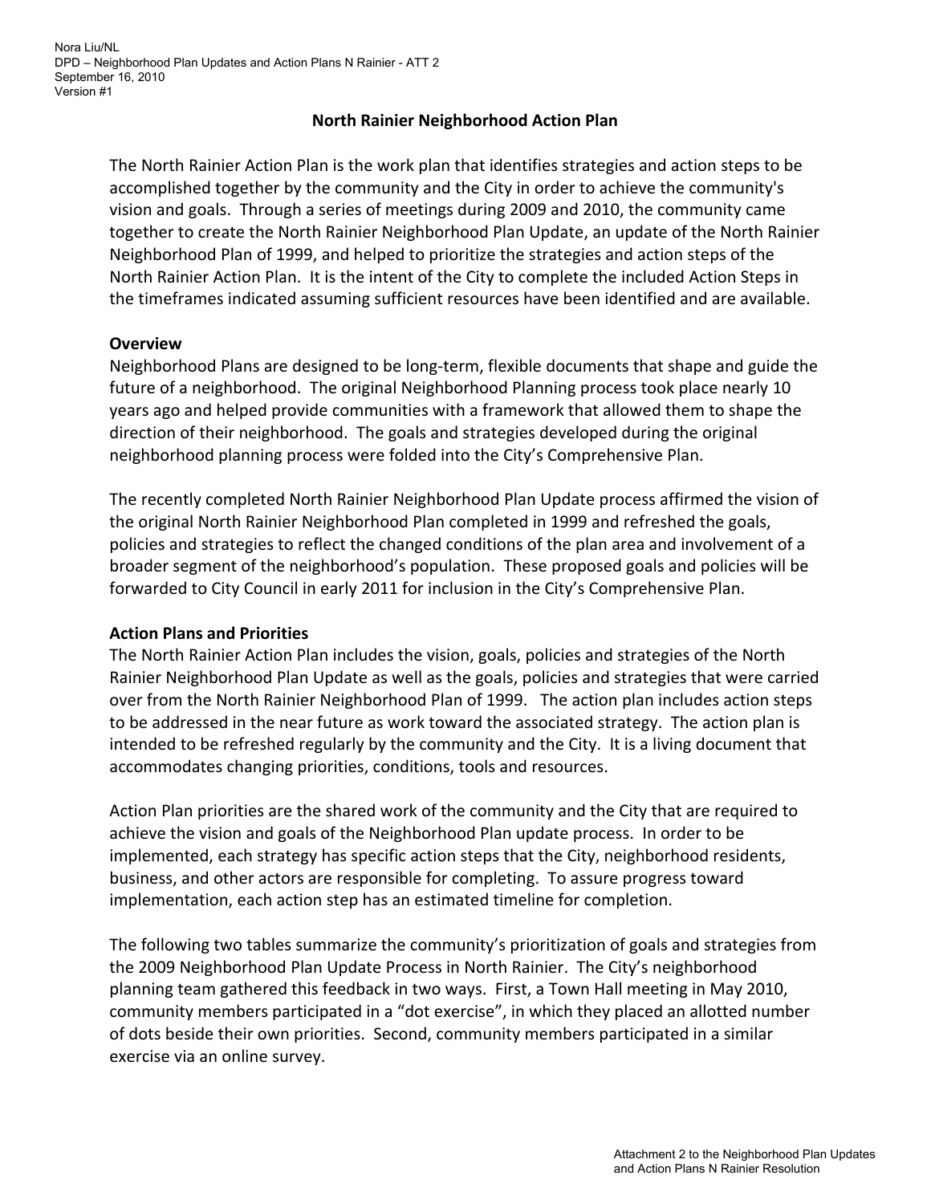# North Rainier Neighborhood Action Plan

The North Rainier Action Plan is the work plan that identifies strategies and action steps to be accomplished together by the community and the City in order to achieve the community's vision and goals. Through a series of meetings during 2009 and 2010, the community came together to create the North Rainier Neighborhood Plan Update, an update of the North Rainier Neighborhood Plan of 1999, and helped to prioritize the strategies and action steps of the North Rainier Action Plan. It is the intent of the City to complete the included Action Steps in the timeframes indicated assuming sufficient resources have been identified and are available.

## Overview

Neighborhood Plans are designed to be long-term, flexible documents that shape and guide the future of a neighborhood. The original Neighborhood Planning process took place nearly 10 years ago and helped provide communities with a framework that allowed them to shape the direction of their neighborhood. The goals and strategies developed during the original neighborhood planning process were folded into the City's Comprehensive Plan.

The recently completed North Rainier Neighborhood Plan Update process affirmed the vision of the original North Rainier Neighborhood Plan completed in 1999 and refreshed the goals, policies and strategies to reflect the changed conditions of the plan area and involvement of a broader segment of the neighborhood's population. These proposed goals and policies will be forwarded to City Council in early 2011 for inclusion in the City's Comprehensive Plan.

## Action Plans and Priorities

The North Rainier Action Plan includes the vision, goals, policies and strategies of the North Rainier Neighborhood Plan Update as well as the goals, policies and strategies that were carried over from the North Rainier Neighborhood Plan of 1999. The action plan includes action steps to be addressed in the near future as work toward the associated strategy. The action plan is intended to be refreshed regularly by the community and the City. It is a living document that accommodates changing priorities, conditions, tools and resources.

Action Plan priorities are the shared work of the community and the City that are required to achieve the vision and goals of the Neighborhood Plan update process. In order to be implemented, each strategy has specific action steps that the City, neighborhood residents, business, and other actors are responsible for completing. To assure progress toward implementation, each action step has an estimated timeline for completion.

The following two tables summarize the community's prioritization of goals and strategies from the 2009 Neighborhood Plan Update Process in North Rainier. The City's neighborhood planning team gathered this feedback in two ways. First, a Town Hall meeting in May 2010, community members participated in a "dot exercise", in which they placed an allotted number of dots beside their own priorities. Second, community members participated in a similar exercise via an online survey.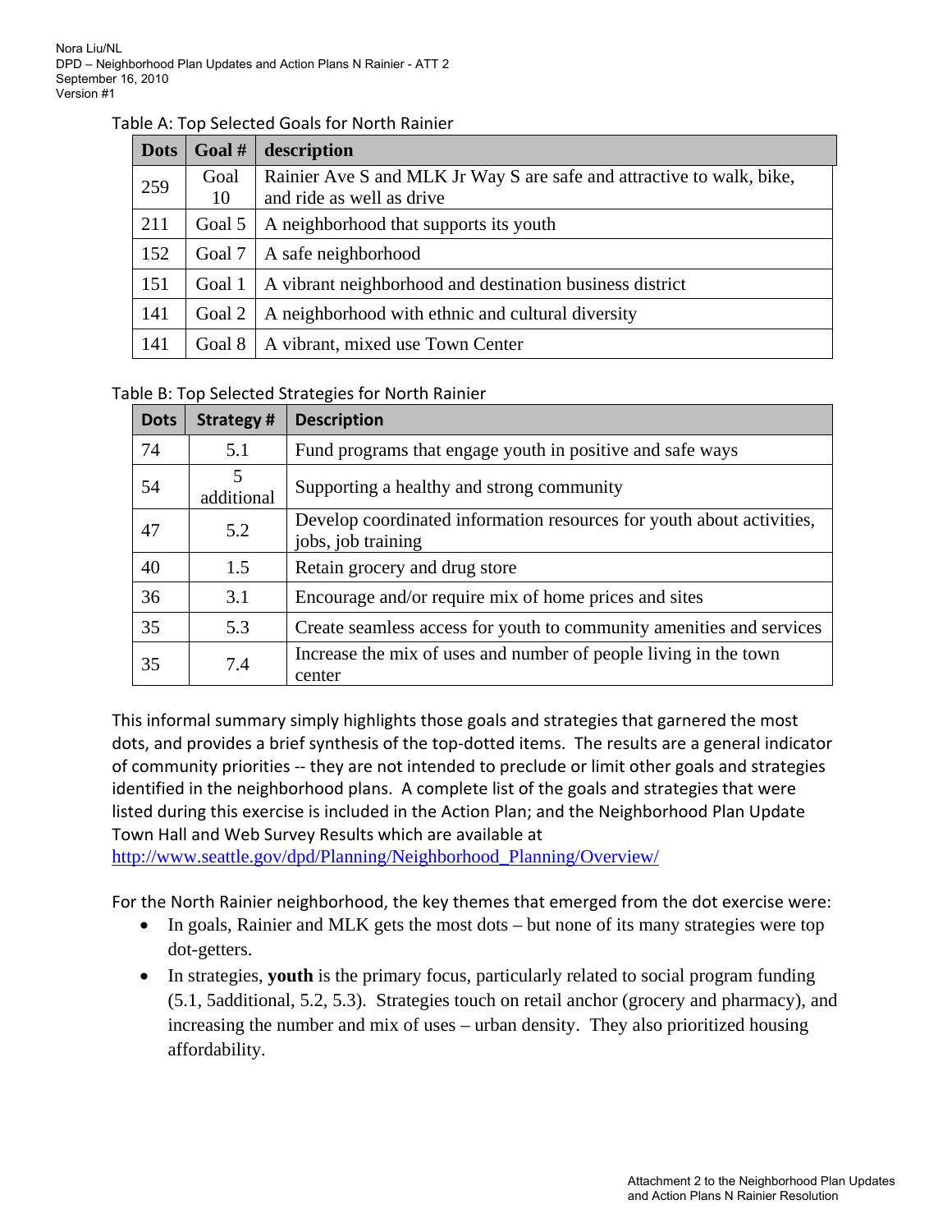Table A: Top Selected Goals for North Rainier

| Dots | Goal # | description |
|---|---|---|
| 259 | Goal 10 | Rainier Ave S and MLK Jr Way S are safe and attractive to walk, bike, and ride as well as drive |
| 211 | Goal 5 | A neighborhood that supports its youth |
| 152 | Goal 7 | A safe neighborhood |
| 151 | Goal 1 | A vibrant neighborhood and destination business district |
| 141 | Goal 2 | A neighborhood with ethnic and cultural diversity |
| 141 | Goal 8 | A vibrant, mixed use Town Center |

Table B: Top Selected Strategies for North Rainier

| Dots | Strategy # | Description |
|---|---|---|
| 74 | 5.1 | Fund programs that engage youth in positive and safe ways |
| 54 | 5 additional | Supporting a healthy and strong community |
| 47 | 5.2 | Develop coordinated information resources for youth about activities, jobs, job training |
| 40 | 1.5 | Retain grocery and drug store |
| 36 | 3.1 | Encourage and/or require mix of home prices and sites |
| 35 | 5.3 | Create seamless access for youth to community amenities and services |
| 35 | 7.4 | Increase the mix of uses and number of people living in the town center |

This informal summary simply highlights those goals and strategies that garnered the most dots, and provides a brief synthesis of the top-dotted items. The results are a general indicator of community priorities -- they are not intended to preclude or limit other goals and strategies identified in the neighborhood plans. A complete list of the goals and strategies that were listed during this exercise is included in the Action Plan; and the Neighborhood Plan Update Town Hall and Web Survey Results which are available at http://www.seattle.gov/dpd/Planning/Neighborhood_Planning/Overview/

For the North Rainier neighborhood, the key themes that emerged from the dot exercise were:

- In goals, Rainier and MLK gets the most dots – but none of its many strategies were top dot-getters.
- In strategies, **youth** is the primary focus, particularly related to social program funding (5.1, 5additional, 5.2, 5.3). Strategies touch on retail anchor (grocery and pharmacy), and increasing the number and mix of uses – urban density. They also prioritized housing affordability.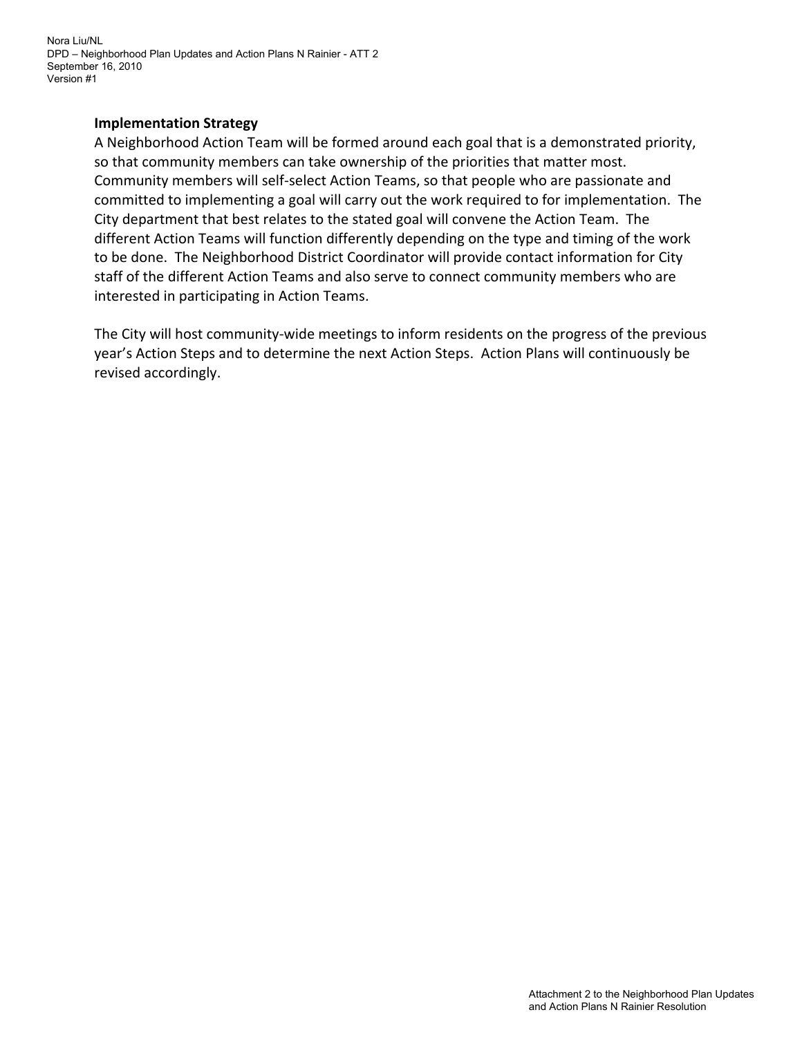**Implementation Strategy**

A Neighborhood Action Team will be formed around each goal that is a demonstrated priority, so that community members can take ownership of the priorities that matter most. Community members will self-select Action Teams, so that people who are passionate and committed to implementing a goal will carry out the work required to for implementation. The City department that best relates to the stated goal will convene the Action Team. The different Action Teams will function differently depending on the type and timing of the work to be done. The Neighborhood District Coordinator will provide contact information for City staff of the different Action Teams and also serve to connect community members who are interested in participating in Action Teams.

The City will host community-wide meetings to inform residents on the progress of the previous year's Action Steps and to determine the next Action Steps. Action Plans will continuously be revised accordingly.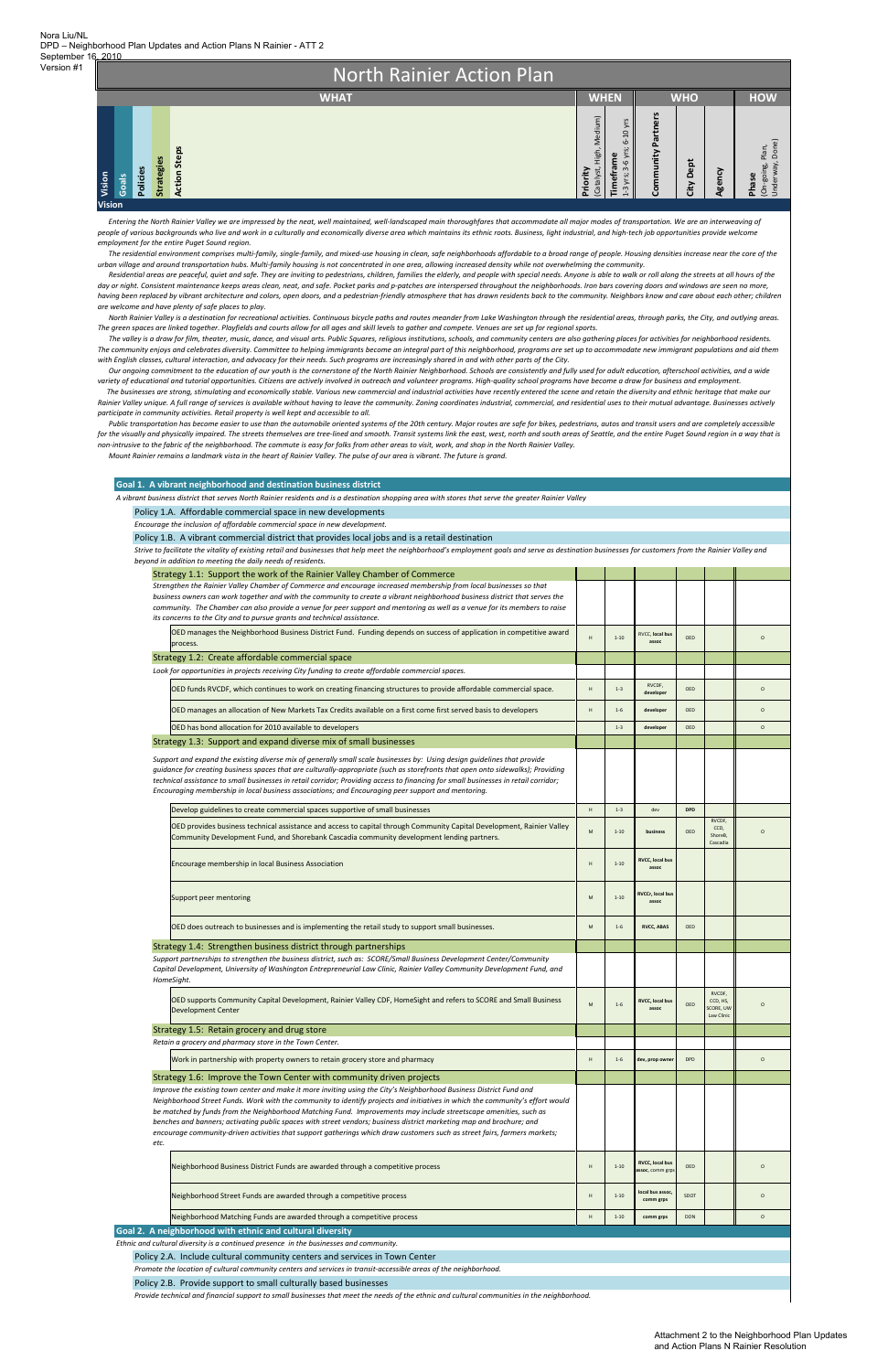Nora Liu/NL
DPD – Neighborhood Plan Updates and Action Plans N Rainier - ATT 2
September 16, 2010
Version #1

# North Rainier Action Plan

| WHAT | | | | | WHEN | | WHO | | | HOW |
|---|---|---|---|---|---|---|---|---|---|---|
| Vision | Goals | Policies | Strategies | Action Steps | Priority (Catalyst, High, Medium) | Timeframe 1-3 yrs; 3-6 yrs; 6-10 yrs | Community Partners | City Dept | Agency | Phase (On-going, Plan, Underway, Done) |

## Vision

*Entering the North Rainier Valley we are impressed by the neat, well maintained, well-landscaped main thoroughfares that accommodate all major modes of transportation. We are an interweaving of people of various backgrounds who live and work in a culturally and economically diverse area which maintains its ethnic roots. Business, light industrial, and high-tech job opportunities provide welcome employment for the entire Puget Sound region.*

*The residential environment comprises multi-family, single-family, and mixed-use housing in clean, safe neighborhoods affordable to a broad range of people. Housing densities increase near the core of the urban village and around transportation hubs. Multi-family housing is not concentrated in one area, allowing increased density while not overwhelming the community.*

*Residential areas are peaceful, quiet and safe. They are inviting to pedestrians, children, families the elderly, and people with special needs. Anyone is able to walk or roll along the streets at all hours of the day or night. Consistent maintenance keeps areas clean, neat, and safe. Pocket parks and p-patches are interspersed throughout the neighborhoods. Iron bars covering doors and windows are seen no more, having been replaced by vibrant architecture and colors, open doors, and a pedestrian-friendly atmosphere that have drawn residents back to the community. Neighbors know and care about each other; children are welcome and have plenty of safe places to play.*

*North Rainier Valley is a destination for recreational activities. Continuous bicycle paths and footways meander from Lake Washington through the residential areas, through parks, the City, and outlying areas. The green spaces are linked together. Playfields and courts allow for all ages and skill levels to gather and compete. Venues are set up for regional sports.*

*The valley is a draw for film, theater, music, dance, and visual arts. Public Squares, religious institutions, schools, and community centers are also gathering places for activities for neighborhood residents. The community enjoys and celebrates diversity. Committee to helping immigrants become an integral part of this neighborhood, programs are set up to accommodate new immigrant populations and aid them with English classes, cultural interaction, and advocacy for their needs. Such programs are increasingly shared in and with other parts of the City.*

*Our ongoing commitment to the education of our youth is the cornerstone of the North Rainier Neighborhood. Schools are consistently and fully used for adult education, afterschool activities, and a wide variety of educational and tutorial opportunities. Citizens are actively involved in outreach and volunteer programs. High-quality school programs have become a draw for business and employment.*

*The businesses are strong, stimulating and economically stable. Various new commercial and industrial activities have recently entered the scene and retain the diversity and ethnic heritage that make our Rainier Valley unique. A full range of services is available without having to leave the community. Zoning coordinates industrial, commercial, and residential uses to their mutual advantage. Businesses actively participate in community activities. Retail property is well kept and accessible to all.*

*Public transportation has become easier to use than the automobile oriented systems of the 20th century. Major routes are safe for bikes, pedestrians, autos and transit users and are completely accessible for the visually and physically impaired. The streets themselves are tree-lined and smooth. Transit systems link the east, west, north and south areas of Seattle, and the entire Puget Sound region in a way that is non-intrusive to the fabric of the neighborhood. The commute is easy for folks from other areas to visit, work, and shop in the North Rainier Valley.*

*Mount Rainier remains a landmark vista in the heart of Rainier Valley. The pulse of our area is vibrant. The future is grand.*

## Goal 1. A vibrant neighborhood and destination business district

*A vibrant business district that serves North Rainier residents and is a destination shopping area with stores that serve the greater Rainier Valley*

### Policy 1.A. Affordable commercial space in new developments

*Encourage the inclusion of affordable commercial space in new development.*

### Policy 1.B. A vibrant commercial district that provides local jobs and is a retail destination

*Strive to facilitate the vitality of existing retail and businesses that help meet the neighborhood's employment goals and serve as destination businesses for customers from the Rainier Valley and beyond in addition to meeting the daily needs of residents.*

| Strategy / Action Steps | Priority | Timeframe | Community Partners | City Dept | Agency | Phase |
|---|---|---|---|---|---|---|
| **Strategy 1.1: Support the work of the Rainier Valley Chamber of Commerce** | | | | | | |
| *Strengthen the Rainier Valley Chamber of Commerce and encourage increased membership from local businesses so that business owners can work together and with the community to create a vibrant neighborhood business district that serves the community. The Chamber can also provide a venue for peer support and mentoring as well as a venue for its members to raise its concerns to the City and to pursue grants and technical assistance.* | | | | | | |
| OED manages the Neighborhood Business District Fund. Funding depends on success of application in competitive award process. | H | 1-10 | RVCC, local bus assoc | OED | | O |
| **Strategy 1.2: Create affordable commercial space** | | | | | | |
| *Look for opportunities in projects receiving City funding to create affordable commercial spaces.* | | | | | | |
| OED funds RVCDF, which continues to work on creating financing structures to provide affordable commercial space. | H | 1-3 | RVCDF, developer | OED | | O |
| OED manages an allocation of New Markets Tax Credits available on a first come first served basis to developers | H | 1-6 | developer | OED | | O |
| OED has bond allocation for 2010 available to developers | | 1-3 | developer | OED | | O |
| **Strategy 1.3: Support and expand diverse mix of small businesses** | | | | | | |
| *Support and expand the existing diverse mix of generally small scale businesses by: Using design guidelines that provide guidance for creating business spaces that are culturally-appropriate (such as storefronts that open onto sidewalks); Providing technical assistance to small businesses in retail corridor; Providing access to financing for small businesses in retail corridor; Encouraging membership in local business associations; and Encouraging peer support and mentoring.* | | | | | | |
| Develop guidelines to create commercial spaces supportive of small businesses | H | 1-3 | dev | DPD | | |
| OED provides business technical assistance and access to capital through Community Capital Development, Rainier Valley Community Development Fund, and Shorebank Cascadia community development lending partners. | M | 1-10 | business | OED | RVCDF, CCD, ShoreB, Cascadia | O |
| Encourage membership in local Business Association | H | 1-10 | RVCC, local bus assoc | | | |
| Support peer mentoring | M | 1-10 | RVCCr, local bus assoc | | | |
| OED does outreach to businesses and is implementing the retail study to support small businesses. | M | 1-6 | RVCC, ABAS | OED | | |
| **Strategy 1.4: Strengthen business district through partnerships** | | | | | | |
| *Support partnerships to strengthen the business district, such as: SCORE/Small Business Development Center/Community Capital Development, University of Washington Entrepreneurial Law Clinic, Rainier Valley Community Development Fund, and HomeSight.* | | | | | | |
| OED supports Community Capital Development, Rainier Valley CDF, HomeSight and refers to SCORE and Small Business Development Center | M | 1-6 | RVCC, local bus assoc | OED | RVCDF, CCD, HS, SCORE, UW Law Clinic | O |
| **Strategy 1.5: Retain grocery and drug store** | | | | | | |
| *Retain a grocery and pharmacy store in the Town Center.* | | | | | | |
| Work in partnership with property owners to retain grocery store and pharmacy | H | 1-6 | dev, prop owner | DPD | | O |
| **Strategy 1.6: Improve the Town Center with community driven projects** | | | | | | |
| *Improve the existing town center and make it more inviting using the City's Neighborhood Business District Fund and Neighborhood Street Funds. Work with the community to identify projects and initiatives in which the community's effort would be matched by funds from the Neighborhood Matching Fund. Improvements may include streetscape amenities, such as benches and banners; activating public spaces with street vendors; business district marketing map and brochure; and encourage community-driven activities that support gatherings which draw customers such as street fairs, farmers markets; etc.* | | | | | | |
| Neighborhood Business District Funds are awarded through a competitive process | H | 1-10 | RVCC, local bus assoc, comm grps | OED | | O |
| Neighborhood Street Funds are awarded through a competitive process | H | 1-10 | local bus assoc, comm grps | SDOT | | O |
| Neighborhood Matching Funds are awarded through a competitive process | H | 1-10 | comm grps | DON | | O |

## Goal 2. A neighborhood with ethnic and cultural diversity

*Ethnic and cultural diversity is a continued presence in the businesses and community.*

### Policy 2.A. Include cultural community centers and services in Town Center

*Promote the location of cultural community centers and services in transit-accessible areas of the neighborhood.*

### Policy 2.B. Provide support to small culturally based businesses

*Provide technical and financial support to small businesses that meet the needs of the ethnic and cultural communities in the neighborhood.*

Attachment 2 to the Neighborhood Plan Updates and Action Plans N Rainier Resolution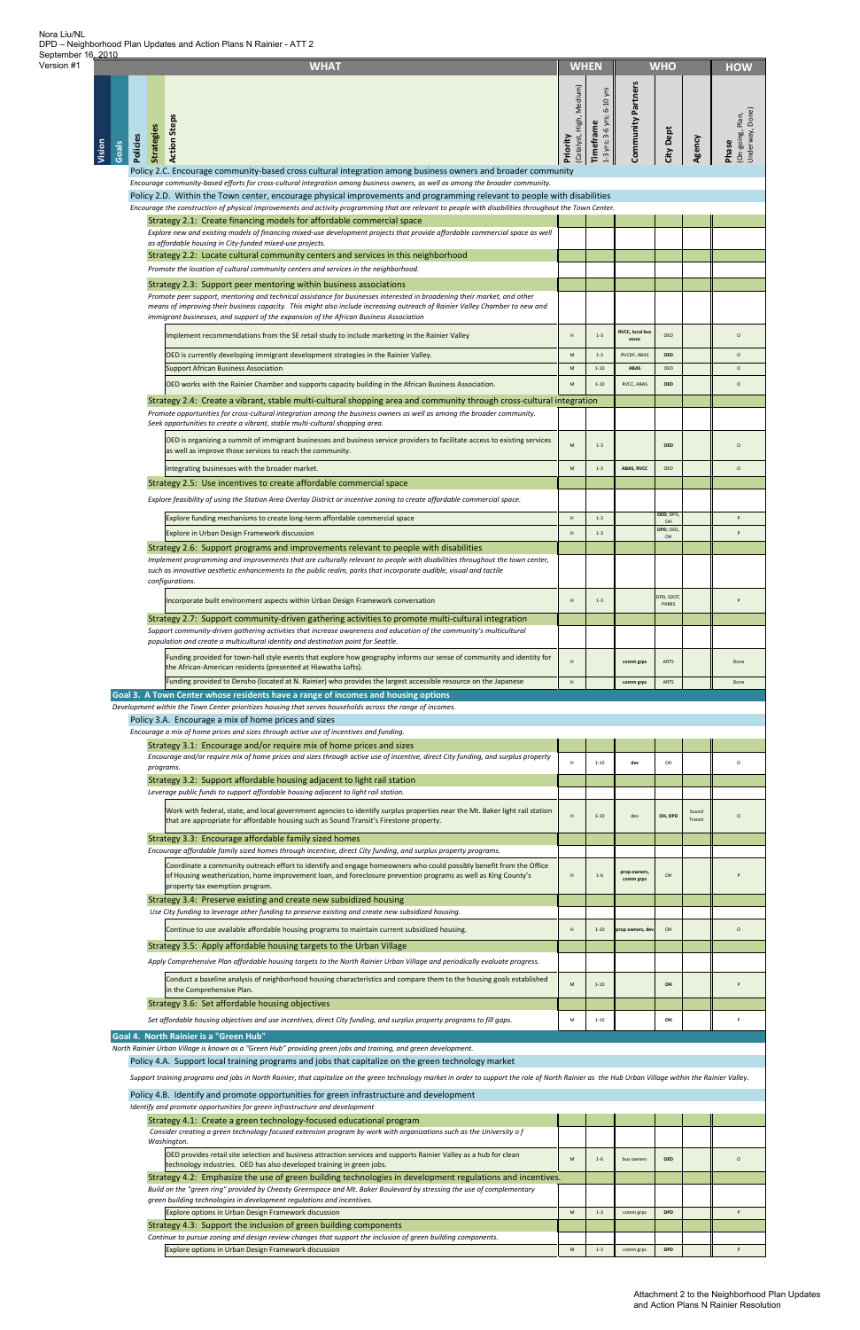Nora Liu/NL
DPD – Neighborhood Plan Updates and Action Plans N Rainier - ATT 2
September 16, 2010
Version #1

| WHAT | Priority (Catalyst, High, Medium) | Timeframe (1-3 yrs; 3-6 yrs; 6-10 yrs) | Community Partners | City Dept | Agency | Phase (On-going, Plan, Underway, Done) |
|---|---|---|---|---|---|---|
| | **WHEN** | | **WHO** | | | **HOW** |
| **Vision / Goals / Policies / Strategies / Action Steps** | | | | | | |
| **Policy 2.C. Encourage community-based cross cultural integration among business owners and broader community** | | | | | | |
| *Encourage community-based efforts for cross-cultural integration among business owners, as well as among the broader community.* | | | | | | |
| **Policy 2.D. Within the Town center, encourage physical improvements and programming relevant to people with disabilities** | | | | | | |
| *Encourage the construction of physical improvements and activity programming that are relevant to people with disabilities throughout the Town Center.* | | | | | | |
| **Strategy 2.1: Create financing models for affordable commercial space** | | | | | | |
| *Explore new and existing models of financing mixed-use development projects that provide affordable commercial space as well as affordable housing in City-funded mixed-use projects.* | | | | | | |
| **Strategy 2.2: Locate cultural community centers and services in this neighborhood** | | | | | | |
| *Promote the location of cultural community centers and services in the neighborhood.* | | | | | | |
| **Strategy 2.3: Support peer mentoring within business associations** | | | | | | |
| *Promote peer support, mentoring and technical assistance for businesses interested in broadening their market, and other means of improving their business capacity. This might also include increasing outreach of Rainier Valley Chamber to new and immigrant businesses, and support of the expansion of the African Business Association* | | | | | | |
| Implement recommendations from the SE retail study to include marketing in the Rainier Valley | H | 1-3 | RVCC, local bus assoc | OED | | O |
| OED is currently developing immigrant development strategies in the Rainier Valley. | M | 1-3 | RVCDF, ABAS | OED | | O |
| Support African Business Association | M | 1-10 | ABAS | OED | | O |
| OED works with the Rainier Chamber and supports capacity building in the African Business Association. | M | 1-10 | RVCC, ABAS | OED | | O |
| **Strategy 2.4: Create a vibrant, stable multi-cultural shopping area and community through cross-cultural integration** | | | | | | |
| *Promote opportunities for cross-cultural integration among the business owners as well as among the broader community. Seek opportunities to create a vibrant, stable multi-cultural shopping area.* | | | | | | |
| OED is organizing a summit of immigrant businesses and business service providers to facilitate access to existing services as well as improve those services to reach the community. | M | 1-3 | | OED | | O |
| integrating businesses with the broader market. | M | 1-3 | ABAS, RVCC | OED | | O |
| **Strategy 2.5: Use incentives to create affordable commercial space** | | | | | | |
| *Explore feasibility of using the Station Area Overlay District or incentive zoning to create affordable commercial space.* | | | | | | |
| Explore funding mechanisms to create long-term affordable commercial space | H | 1-3 | | OED, DPD, OH | | P |
| Explore in Urban Design Framework discussion | H | 1-3 | | DPD, OED, OH | | P |
| **Strategy 2.6: Support programs and improvements relevant to people with disabilities** | | | | | | |
| *Implement programming and improvements that are culturally relevant to people with disabilities throughout the town center, such as innovative aesthetic enhancements to the public realm, parks that incorporate audible, visual and tactile configurations.* | | | | | | |
| Incorporate built environment aspects within Urban Design Framework conversation | H | 1-3 | | DPD, SDOT, PARKS | | P |
| **Strategy 2.7: Support community-driven gathering activities to promote multi-cultural integration** | | | | | | |
| *Support community-driven gathering activities that increase awareness and education of the community's multicultural population and create a multicultural identity and destination point for Seattle.* | | | | | | |
| Funding provided for town-hall style events that explore how geography informs our sense of community and identity for the African-American residents (presented at Hiawatha Lofts). | H | | comm grps | ARTS | | Done |
| Funding provided to Densho (located at N. Rainier) who provides the largest accessible resource on the Japanese | H | | comm grps | ARTS | | Done |
| **Goal 3. A Town Center whose residents have a range of incomes and housing options** | | | | | | |
| *Development within the Town Center prioritizes housing that serves households across the range of incomes.* | | | | | | |
| **Policy 3.A. Encourage a mix of home prices and sizes** | | | | | | |
| *Encourage a mix of home prices and sizes through active use of incentives and funding.* | | | | | | |
| **Strategy 3.1: Encourage and/or require mix of home prices and sizes** | | | | | | |
| *Encourage and/or require mix of home prices and sizes through active use of incentive, direct City funding, and surplus property programs.* | H | 1-10 | dev | OH | | O |
| **Strategy 3.2: Support affordable housing adjacent to light rail station** | | | | | | |
| *Leverage public funds to support affordable housing adjacent to light rail station.* | | | | | | |
| Work with federal, state, and local government agencies to identify surplus properties near the Mt. Baker light rail station that are appropriate for affordable housing such as Sound Transit's Firestone property. | H | 1-10 | dev | OH, DPD | Sound Transit | O |
| **Strategy 3.3: Encourage affordable family sized homes** | | | | | | |
| *Encourage affordable family sized homes through incentive, direct City funding, and surplus property programs.* | | | | | | |
| Coordinate a community outreach effort to identify and engage homeowners who could possibly benefit from the Office of Housing weatherization, home improvement loan, and foreclosure prevention programs as well as King County's property tax exemption program. | H | 1-6 | prop owners, comm grps | OH | | P |
| **Strategy 3.4: Preserve existing and create new subsidized housing** | | | | | | |
| *Use City funding to leverage other funding to preserve existing and create new subsidized housing.* | | | | | | |
| Continue to use available affordable housing programs to maintain current subsidized housing. | H | 1-10 | prop owners, dev | OH | | O |
| **Strategy 3.5: Apply affordable housing targets to the Urban Village** | | | | | | |
| *Apply Comprehensive Plan affordable housing targets to the North Rainier Urban Village and periodically evaluate progress.* | | | | | | |
| Conduct a baseline analysis of neighborhood housing characteristics and compare them to the housing goals established in the Comprehensive Plan. | M | 1-10 | | OH | | P |
| **Strategy 3.6: Set affordable housing objectives** | | | | | | |
| *Set affordable housing objectives and use incentives, direct City funding, and surplus property programs to fill gaps.* | M | 1-10 | | OH | | P |
| **Goal 4. North Rainier is a "Green Hub"** | | | | | | |
| *North Rainier Urban Village is known as a "Green Hub" providing green jobs and training, and green development.* | | | | | | |
| **Policy 4.A. Support local training programs and jobs that capitalize on the green technology market** | | | | | | |
| *Support training programs and jobs in North Rainier, that capitalize on the green technology market in order to support the role of North Rainier as the Hub Urban Village within the Rainier Valley.* | | | | | | |
| **Policy 4.B. Identify and promote opportunities for green infrastructure and development** | | | | | | |
| *Identify and promote opportunities for green infrastructure and development* | | | | | | |
| **Strategy 4.1: Create a green technology-focused educational program** | | | | | | |
| *Consider creating a green technology focused extension program by work with organizations such as the University o f Washington.* | | | | | | |
| OED provides retail site selection and business attraction services and supports Rainier Valley as a hub for clean technology industries. OED has also developed training in green jobs. | M | 1-6 | bus owners | OED | | O |
| **Strategy 4.2: Emphasize the use of green building technologies in development regulations and incentives.** | | | | | | |
| *Build on the "green ring" provided by Cheasty Greenspace and Mt. Baker Boulevard by stressing the use of complementary green building technologies in development regulations and incentives.* | | | | | | |
| Explore options in Urban Design Framework discussion | M | 1-3 | comm grps | DPD | | P |
| **Strategy 4.3: Support the inclusion of green building components** | | | | | | |
| *Continue to pursue zoning and design review changes that support the inclusion of green building components.* | | | | | | |
| Explore options in Urban Design Framework discussion | M | 1-3 | comm grps | DPD | | P |

Attachment 2 to the Neighborhood Plan Updates and Action Plans N Rainier Resolution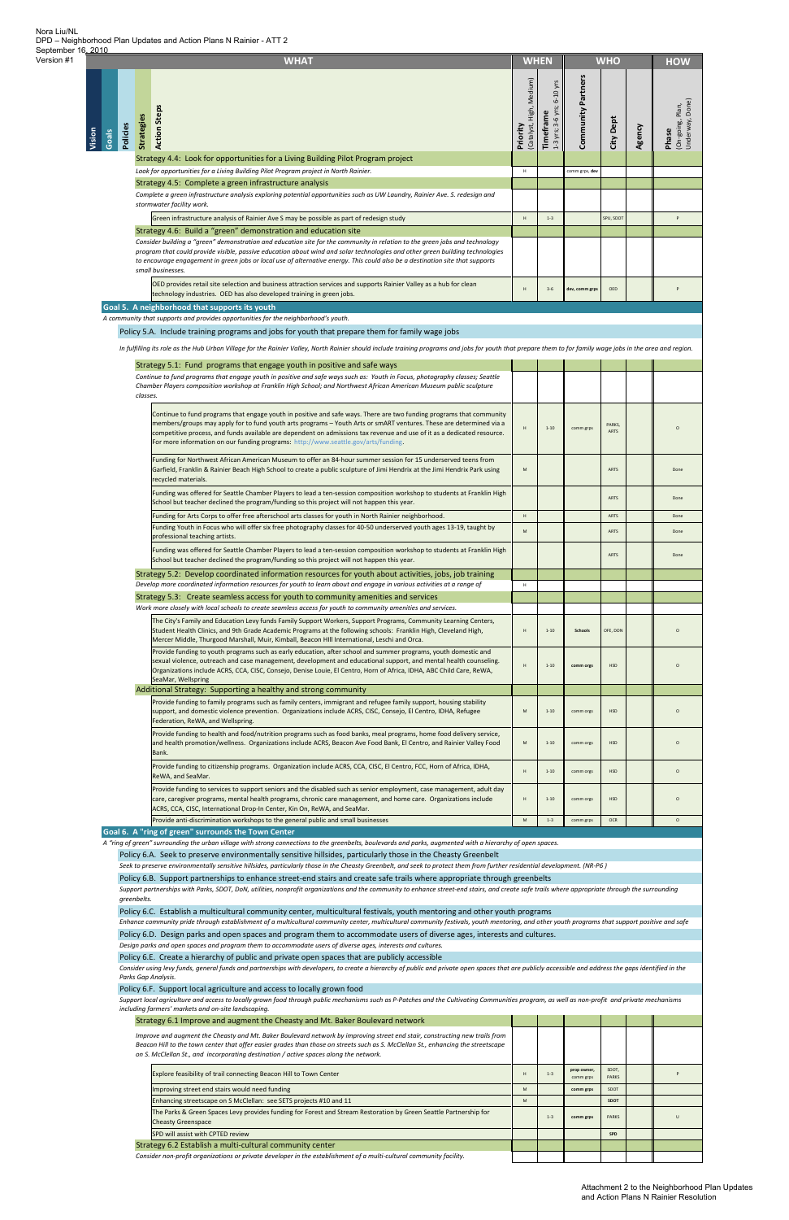Nora Liu/NL
DPD – Neighborhood Plan Updates and Action Plans N Rainier - ATT 2
September 16, 2010
Version #1

| WHAT | WHEN | | WHO | | | HOW |
|---|---|---|---|---|---|---|
| Vision / Goals / Policies / Strategies / Action Steps | Priority (Catalyst, High, Medium) | Timeframe 1-3 yrs; 3-6 yrs; 6-10 yrs | Community Partners | City Dept | Agency | Phase (On-going, Plan, Underway, Done) |
| **Strategy 4.4: Look for opportunities for a Living Building Pilot Program project** | | | | | | |
| *Look for opportunities for a Living Building Pilot Program project in North Rainier.* | H | | comm grps, dev | | | |
| **Strategy 4.5: Complete a green infrastructure analysis** | | | | | | |
| *Complete a green infrastructure analysis exploring potential opportunities such as UW Laundry, Rainier Ave. S. redesign and stormwater facility work.* | | | | | | |
| Green infrastructure analysis of Rainier Ave S may be possible as part of redesign study | H | 1-3 | | SPU, SDOT | | P |
| **Strategy 4.6: Build a "green" demonstration and education site** | | | | | | |
| *Consider building a "green" demonstration and education site for the community in relation to the green jobs and technology program that could provide visible, passive education about wind and solar technologies and other green building technologies to encourage engagement in green jobs or local use of alternative energy. This could also be a destination site that supports small businesses.* | | | | | | |
| OED provides retail site selection and business attraction services and supports Rainier Valley as a hub for clean technology industries. OED has also developed training in green jobs. | H | 3-6 | dev, comm grps | OED | | P |
| **Goal 5. A neighborhood that supports its youth** | | | | | | |
| *A community that supports and provides opportunities for the neighborhood's youth.* | | | | | | |
| **Policy 5.A. Include training programs and jobs for youth that prepare them for family wage jobs** | | | | | | |
| *In fulfilling its role as the Hub Urban Village for the Rainier Valley, North Rainier should include training programs and jobs for youth that prepare them to for family wage jobs in the area and region.* | | | | | | |
| **Strategy 5.1: Fund programs that engage youth in positive and safe ways** | | | | | | |
| *Continue to fund programs that engage youth in positive and safe ways such as: Youth in Focus, photography classes; Seattle Chamber Players composition workshop at Franklin High School; and Northwest African American Museum public sculpture classes.* | | | | | | |
| Continue to fund programs that engage youth in positive and safe ways. There are two funding programs that community members/groups may apply for to fund youth arts programs – Youth Arts or smART ventures. These are determined via a competitive process, and funds available are dependent on admissions tax revenue and use of it as a dedicated resource. For more information on our funding programs: http://www.seattle.gov/arts/funding. | H | 1-10 | comm grps | PARKS, ARTS | | O |
| Funding for Northwest African American Museum to offer an 84-hour summer session for 15 underserved teens from Garfield, Franklin & Rainier Beach High School to create a public sculpture of Jimi Hendrix at the Jimi Hendrix Park using recycled materials. | M | | | ARTS | | Done |
| Funding was offered for Seattle Chamber Players to lead a ten-session composition workshop to students at Franklin High School but teacher declined the program/funding so this project will not happen this year. | | | | ARTS | | Done |
| Funding for Arts Corps to offer free afterschool arts classes for youth in North Rainier neighborhood. | H | | | ARTS | | Done |
| Funding Youth in Focus who will offer six free photography classes for 40-50 underserved youth ages 13-19, taught by professional teaching artists. | M | | | ARTS | | Done |
| Funding was offered for Seattle Chamber Players to lead a ten-session composition workshop to students at Franklin High School but teacher declined the program/funding so this project will not happen this year. | | | | ARTS | | Done |
| **Strategy 5.2: Develop coordinated information resources for youth about activities, jobs, job training** | | | | | | |
| *Develop more coordinated information resources for youth to learn about and engage in various activities at a range of* | H | | | | | |
| **Strategy 5.3: Create seamless access for youth to community amenities and services** | | | | | | |
| *Work more closely with local schools to create seamless access for youth to community amenities and services.* | | | | | | |
| The City's Family and Education Levy funds Family Support Workers, Support Programs, Community Learning Centers, Student Health Clinics, and 9th Grade Academic Programs at the following schools: Franklin High, Cleveland High, Mercer Middle, Thurgood Marshall, Muir, Kimball, Beacon Hill International, Leschi and Orca. | H | 1-10 | Schools | OFE, DON | | O |
| Provide funding to youth programs such as early education, after school and summer programs, youth domestic and sexual violence, outreach and case management, development and educational support, and mental health counseling. Organizations include ACRS, CCA, CISC, Consejo, Denise Louie, El Centro, Horn of Africa, IDHA, ABC Child Care, ReWA, SeaMar, Wellspring | H | 1-10 | comm orgs | HSD | | O |
| **Additional Strategy: Supporting a healthy and strong community** | | | | | | |
| Provide funding to family programs such as family centers, immigrant and refugee family support, housing stability support, and domestic violence prevention. Organizations include ACRS, CISC, Consejo, El Centro, IDHA, Refugee Federation, ReWA, and Wellspring. | M | 1-10 | comm orgs | HSD | | O |
| Provide funding to health and food/nutrition programs such as food banks, meal programs, home food delivery service, and health promotion/wellness. Organizations include ACRS, Beacon Ave Food Bank, El Centro, and Rainier Valley Food Bank. | M | 1-10 | comm orgs | HSD | | O |
| Provide funding to citizenship programs. Organization include ACRS, CCA, CISC, El Centro, FCC, Horn of Africa, IDHA, ReWA, and SeaMar. | H | 1-10 | comm orgs | HSD | | O |
| Provide funding to services to support seniors and the disabled such as senior employment, case management, adult day care, caregiver programs, mental health programs, chronic care management, and home care. Organizations include ACRS, CCA, CISC, International Drop-In Center, Kin On, ReWA, and SeaMar. | H | 1-10 | comm orgs | HSD | | O |
| Provide anti-discrimination workshops to the general public and small businesses | M | 1-3 | comm grps | OCR | | O |
| **Goal 6. A "ring of green" surrounds the Town Center** | | | | | | |
| *A "ring of green" surrounding the urban village with strong connections to the greenbelts, boulevards and parks, augmented with a hierarchy of open spaces.* | | | | | | |
| **Policy 6.A. Seek to preserve environmentally sensitive hillsides, particularly those in the Cheasty Greenbelt** | | | | | | |
| *Seek to preserve environmentally sensitive hillsides, particularly those in the Cheasty Greenbelt, and seek to protect them from further residential development. (NR-P6 )* | | | | | | |
| **Policy 6.B. Support partnerships to enhance street-end stairs and create safe trails where appropriate through greenbelts** | | | | | | |
| *Support partnerships with Parks, SDOT, DoN, utilities, nonprofit organizations and the community to enhance street-end stairs, and create safe trails where appropriate through the surrounding greenbelts.* | | | | | | |
| **Policy 6.C. Establish a multicultural community center, multicultural festivals, youth mentoring and other youth programs** | | | | | | |
| *Enhance community pride through establishment of a multicultural community center, multicultural community festivals, youth mentoring, and other youth programs that support positive and safe* | | | | | | |
| **Policy 6.D. Design parks and open spaces and program them to accommodate users of diverse ages, interests and cultures.** | | | | | | |
| *Design parks and open spaces and program them to accommodate users of diverse ages, interests and cultures.* | | | | | | |
| **Policy 6.E. Create a hierarchy of public and private open spaces that are publicly accessible** | | | | | | |
| *Consider using levy funds, general funds and partnerships with developers, to create a hierarchy of public and private open spaces that are publicly accessible and address the gaps identified in the Parks Gap Analysis.* | | | | | | |
| **Policy 6.F. Support local agriculture and access to locally grown food** | | | | | | |
| *Support local agriculture and access to locally grown food through public mechanisms such as P-Patches and the Cultivating Communities program, as well as non-profit and private mechanisms including farmers' markets and on-site landscaping.* | | | | | | |
| **Strategy 6.1 Improve and augment the Cheasty and Mt. Baker Boulevard network** | | | | | | |
| *Improve and augment the Cheasty and Mt. Baker Boulevard network by improving street end stair, constructing new trails from Beacon Hill to the town center that offer easier grades than those on streets such as S. McClellan St., enhancing the streetscape on S. McClellan St., and incorporating destination / active spaces along the network.* | | | | | | |
| Explore feasibility of trail connecting Beacon Hill to Town Center | H | 1-3 | prop owner, comm grps | SDOT, PARKS | | P |
| Improving street end stairs would need funding | M | | comm grps | SDOT | | |
| Enhancing streetcape on S McClellan: see SETS projects #10 and 11 | M | | | SDOT | | |
| The Parks & Green Spaces Levy provides funding for Forest and Stream Restoration by Green Seattle Partnership for Cheasty Greenspace | | 1-3 | comm grps | PARKS | | U |
| SPD will assist with CPTED review | | | | SPD | | |
| **Strategy 6.2 Establish a multi-cultural community center** | | | | | | |
| *Consider non-profit organizations or private developer in the establishment of a multi-cultural community facility.* | | | | | | |

Attachment 2 to the Neighborhood Plan Updates and Action Plans N Rainier Resolution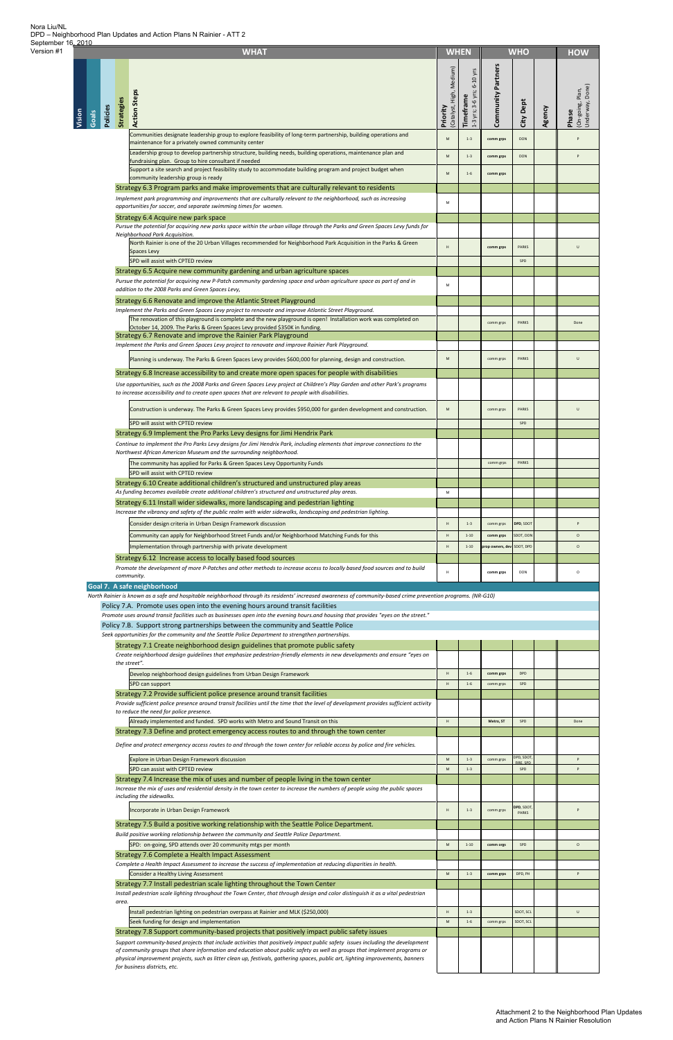Nora Liu/NL
DPD – Neighborhood Plan Updates and Action Plans N Rainier - ATT 2
September 16, 2010
Version #1

| WHAT | | | | | WHEN | | WHO | | | HOW |
|---|---|---|---|---|---|---|---|---|---|---|
| Vision | Goals | Policies | Strategies | Action Steps | Priority (Catalyst, High, Medium) | Timeframe 1-3 yrs; 3-6 yrs; 6-10 yrs | Community Partners | City Dept | Agency | Phase (On-going, Plan, Underway, Done) |
| | | | | Communities designate leadership group to explore feasibility of long-term partnership, building operations and maintenance for a privately owned community center | M | 1-3 | comm grps | DON | | P |
| | | | | Leadership group to develop partnership structure, building needs, building operations, maintenance plan and fundraising plan. Group to hire consultant if needed | M | 1-3 | comm grps | DON | | P |
| | | | | Support a site search and project feasibility study to accommodate building program and project budget when community leadership group is ready | M | 1-6 | comm grps | | | |
| | | | Strategy 6.3 Program parks and make improvements that are culturally relevant to residents | | | | | | | |
| | | | *Implement park programming and improvements that are culturally relevant to the neighborhood, such as increasing opportunities for soccer, and separate swimming times for women.* | | M | | | | | |
| | | | Strategy 6.4 Acquire new park space | | | | | | | |
| | | | *Pursue the potential for acquiring new parks space within the urban village through the Parks and Green Spaces Levy funds for Neighborhood Park Acquisition.* | | | | | | | |
| | | | | North Rainier is one of the 20 Urban Villages recommended for Neighborhood Park Acquisition in the Parks & Green Spaces Levy | H | | comm grps | PARKS | | U |
| | | | | SPD will assist with CPTED review | | | | SPD | | |
| | | | Strategy 6.5 Acquire new community gardening and urban agriculture spaces | | | | | | | |
| | | | *Pursue the potential for acquiring new P-Patch community gardening space and urban agriculture space as part of and in addition to the 2008 Parks and Green Spaces Levy,* | | M | | | | | |
| | | | Strategy 6.6 Renovate and improve the Atlantic Street Playground | | | | | | | |
| | | | *Implement the Parks and Green Spaces Levy project to renovate and improve Atlantic Street Playground.* | | | | | | | |
| | | | | The renovation of this playground is complete and the new playground is open! Installation work was completed on October 14, 2009. The Parks & Green Spaces Levy provided $350K in funding. | | | comm grps | PARKS | | Done |
| | | | Strategy 6.7 Renovate and improve the Rainier Park Playground | | | | | | | |
| | | | *Implement the Parks and Green Spaces Levy project to renovate and improve Rainier Park Playground.* | | | | | | | |
| | | | | Planning is underway. The Parks & Green Spaces Levy provides $600,000 for planning, design and construction. | M | | comm grps | PARKS | | U |
| | | | Strategy 6.8 Increase accessibility to and create more open spaces for people with disabilities | | | | | | | |
| | | | *Use opportunities, such as the 2008 Parks and Green Spaces Levy project at Children's Play Garden and other Park's programs to increase accessibility and to create open spaces that are relevant to people with disabilities.* | | | | | | | |
| | | | | Construction is underway. The Parks & Green Spaces Levy provides $950,000 for garden development and construction. | M | | comm grps | PARKS | | U |
| | | | | SPD will assist with CPTED review | | | | SPD | | |
| | | | Strategy 6.9 Implement the Pro Parks Levy designs for Jimi Hendrix Park | | | | | | | |
| | | | *Continue to implement the Pro Parks Levy designs for Jimi Hendrix Park, including elements that improve connections to the Northwest African American Museum and the surrounding neighborhood.* | | | | | | | |
| | | | | The community has applied for Parks & Green Spaces Levy Opportunity Funds | | | comm grps | PARKS | | |
| | | | | SPD will assist with CPTED review | | | | | | |
| | | | Strategy 6.10 Create additional children's structured and unstructured play areas | | | | | | | |
| | | | *As funding becomes available create additional children's structured and unstructured play areas.* | | M | | | | | |
| | | | Strategy 6.11 Install wider sidewalks, more landscaping and pedestrian lighting | | | | | | | |
| | | | *Increase the vibrancy and safety of the public realm with wider sidewalks, landscaping and pedestrian lighting.* | | | | | | | |
| | | | | Consider design criteria in Urban Design Framework discussion | H | 1-3 | comm grps | DPD, SDOT | | P |
| | | | | Community can apply for Neighborhood Street Funds and/or Neighborhood Matching Funds for this | H | 1-10 | comm grps | SDOT, DON | | O |
| | | | | Implementation through partnership with private development | H | 1-10 | prop owners, dev | SDOT, DPD | | O |
| | | | Strategy 6.12 Increase access to locally based food sources | | | | | | | |
| | | | *Promote the development of more P-Patches and other methods to increase access to locally based food sources and to build community.* | | H | | comm grps | DON | | O |
| | Goal 7. A safe neighborhood | | | | | | | | | |
| | *North Rainier is known as a safe and hospitable neighborhood through its residents' increased awareness of community-based crime prevention programs. (NR-G10)* | | | | | | | | | |
| | | Policy 7.A. Promote uses open into the evening hours around transit facilities | | | | | | | | |
| | | *Promote uses around transit facilities such as businesses open into the evening hours.and housing that provides "eyes on the street."* | | | | | | | | |
| | | Policy 7.B. Support strong partnerships between the community and Seattle Police | | | | | | | | |
| | | *Seek opportunities for the community and the Seattle Police Department to strengthen partnerships.* | | | | | | | | |
| | | | Strategy 7.1 Create neighborhood design guidelines that promote public safety | | | | | | | |
| | | | *Create neighborhood design guidelines that emphasize pedestrian-friendly elements in new developments and ensure "eyes on the street".* | | | | | | | |
| | | | | Develop neighborhood design guidelines from Urban Design Framework | H | 1-6 | comm grps | DPD | | |
| | | | | SPD can support | H | 1-6 | comm grps | SPD | | |
| | | | Strategy 7.2 Provide sufficient police presence around transit facilities | | | | | | | |
| | | | *Provide sufficient police presence around transit facilities until the time that the level of development provides sufficient activity to reduce the need for police presence.* | | | | | | | |
| | | | | Already implemented and funded. SPD works with Metro and Sound Transit on this | H | | Metro, ST | SPD | | Done |
| | | | Strategy 7.3 Define and protect emergency access routes to and through the town center | | | | | | | |
| | | | *Define and protect emergency access routes to and through the town center for reliable access by police and fire vehicles.* | | | | | | | |
| | | | | Explore in Urban Design Framework discussion | M | 1-3 | comm grps | DPD, SDOT, FIRE, SPD | | P |
| | | | | SPD can assist with CPTED review | M | 1-3 | | SPD | | P |
| | | | Strategy 7.4 Increase the mix of uses and number of people living in the town center | | | | | | | |
| | | | *Increase the mix of uses and residential density in the town center to increase the numbers of people using the public spaces including the sidewalks.* | | | | | | | |
| | | | | Incorporate in Urban Design Framework | H | 1-3 | comm grps | DPD, SDOT, PARKS | | P |
| | | | Strategy 7.5 Build a positive working relationship with the Seattle Police Department. | | | | | | | |
| | | | *Build positive working relationship between the community and Seattle Police Department.* | | | | | | | |
| | | | | SPD: on-going, SPD attends over 20 community mtgs per month | M | 1-10 | comm orgs | SPD | | O |
| | | | Strategy 7.6 Complete a Health Impact Assessment | | | | | | | |
| | | | *Complete a Health Impact Assessment to increase the success of implementation at reducing disparities in health.* | | | | | | | |
| | | | | Consider a Healthy Living Assessment | M | 1-3 | comm grps | DPD, PH | | P |
| | | | Strategy 7.7 Install pedestrian scale lighting throughout the Town Center | | | | | | | |
| | | | *Install pedestrian scale lighting throughout the Town Center, that through design and color distinguish it as a vital pedestrian area.* | | | | | | | |
| | | | | Install pedestrian lighting on pedestrian overpass at Rainier and MLK ($250,000) | H | 1-3 | | SDOT, SCL | | U |
| | | | | Seek funding for design and implementation | M | 1-6 | comm grps | SDOT, SCL | | |
| | | | Strategy 7.8 Support community-based projects that positively impact public safety issues | | | | | | | |
| | | | *Support community-based projects that include activities that positively impact public safety issues including the development of community groups that share information and education about public safety as well as groups that implement programs or physical improvement projects, such as litter clean up, festivals, gathering spaces, public art, lighting improvements, banners for business districts, etc.* | | | | | | | |

Attachment 2 to the Neighborhood Plan Updates and Action Plans N Rainier Resolution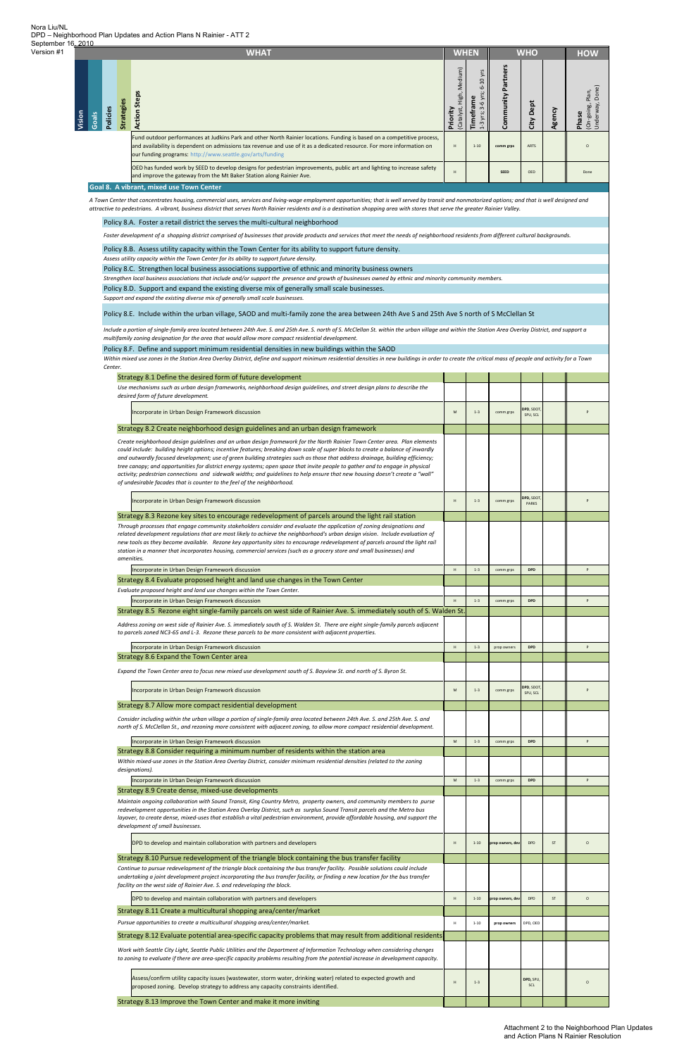Nora Liu/NL
DPD – Neighborhood Plan Updates and Action Plans N Rainier - ATT 2
September 16, 2010
Version #1

| WHAT | WHEN | | WHO | | | HOW |
|---|---|---|---|---|---|---|
| Vision / Goals / Policies / Strategies / Action Steps | Priority (Catalyst, High, Medium) | Timeframe 1-3 yrs; 3-6 yrs; 6-10 yrs | Community Partners | City Dept | Agency | Phase (On-going, Plan, Underway, Done) |
| Fund outdoor performances at Judkins Park and other North Rainier locations. Funding is based on a competitive process, and availability is dependent on admissions tax revenue and use of it as a dedicated resource. For more information on our funding programs: http://www.seattle.gov/arts/funding | H | 1-10 | comm grps | ARTS | | O |
| OED has funded work by SEED to develop designs for pedestrian improvements, public art and lighting to increase safety and improve the gateway from the Mt Baker Station along Rainier Ave. | H | | SEED | OED | | Done |
| **Goal 8. A vibrant, mixed use Town Center** | | | | | | |
| *A Town Center that concentrates housing, commercial uses, services and living-wage employment opportunities; that is well served by transit and nonmotorized options; and that is well designed and attractive to pedestrians. A vibrant, business district that serves North Rainier residents and is a destination shopping area with stores that serve the greater Rainier Valley.* | | | | | | |
| Policy 8.A. Foster a retail district the serves the multi-cultural neighborhood | | | | | | |
| *Foster development of a shopping district comprised of businesses that provide products and services that meet the needs of neighborhood residents from different cultural backgrounds.* | | | | | | |
| Policy 8.B. Assess utility capacity within the Town Center for its ability to support future density. | | | | | | |
| *Assess utility capacity within the Town Center for its ability to support future density.* | | | | | | |
| Policy 8.C. Strengthen local business associations supportive of ethnic and minority business owners | | | | | | |
| *Strengthen local business associations that include and/or support the presence and growth of businesses owned by ethnic and minority community members.* | | | | | | |
| Policy 8.D. Support and expand the existing diverse mix of generally small scale businesses. | | | | | | |
| *Support and expand the existing diverse mix of generally small scale businesses.* | | | | | | |
| Policy 8.E. Include within the urban village, SAOD and multi-family zone the area between 24th Ave S and 25th Ave S north of S McClellan St | | | | | | |
| *Include a portion of single-family area located between 24th Ave. S. and 25th Ave. S. north of S. McClellan St. within the urban village and within the Station Area Overlay District, and support a multifamily zoning designation for the area that would allow more compact residential development.* | | | | | | |
| Policy 8.F. Define and support minimum residential densities in new buildings within the SAOD | | | | | | |
| *Within mixed use zones in the Station Area Overlay District, define and support minimum residential densities in new buildings in order to create the critical mass of people and activity for a Town Center.* | | | | | | |
| Strategy 8.1 Define the desired form of future development | | | | | | |
| *Use mechanisms such as urban design frameworks, neighborhood design guidelines, and street design plans to describe the desired form of future development.* | | | | | | |
| Incorporate in Urban Design Framework discussion | M | 1-3 | comm grps | DPD, SDOT, SPU, SCL | | P |
| Strategy 8.2 Create neighborhood design guidelines and an urban design framework | | | | | | |
| *Create neighborhood design guidelines and an urban design framework for the North Rainier Town Center area. Plan elements could include: building height options; incentive features; breaking down scale of super blocks to create a balance of inwardly and outwardly focused development; use of green building strategies such as those that address drainage, building efficiency; tree canopy; and opportunities for district energy systems; open space that invite people to gather and to engage in physical activity; pedestrian connections and sidewalk widths; and guidelines to help ensure that new housing doesn't create a "wall" of undesirable facades that is counter to the feel of the neighborhood.* | | | | | | |
| Incorporate in Urban Design Framework discussion | H | 1-3 | comm grps | DPD, SDOT, PARKS | | P |
| Strategy 8.3 Rezone key sites to encourage redevelopment of parcels around the light rail station | | | | | | |
| *Through processes that engage community stakeholders consider and evaluate the application of zoning designations and related development regulations that are most likely to achieve the neighborhood's urban design vision. Include evaluation of new tools as they become available. Rezone key opportunity sites to encourage redevelopment of parcels around the light rail station in a manner that incorporates housing, commercial services (such as a grocery store and small businesses) and amenities.* | | | | | | |
| Incorporate in Urban Design Framework discussion | H | 1-3 | comm grps | DPD | | P |
| Strategy 8.4 Evaluate proposed height and land use changes in the Town Center | | | | | | |
| *Evaluate proposed height and land use changes within the Town Center.* | | | | | | |
| Incorporate in Urban Design Framework discussion | H | 1-3 | comm grps | DPD | | P |
| Strategy 8.5 Rezone eight single-family parcels on west side of Rainier Ave. S. immediately south of S. Walden St. | | | | | | |
| *Address zoning on west side of Rainier Ave. S. immediately south of S. Walden St. There are eight single-family parcels adjacent to parcels zoned NC3-65 and L-3. Rezone these parcels to be more consistent with adjacent properties.* | | | | | | |
| Incorporate in Urban Design Framework discussion | H | 1-3 | prop owners | DPD | | P |
| Strategy 8.6 Expand the Town Center area | | | | | | |
| *Expand the Town Center area to focus new mixed use development south of S. Bayview St. and north of S. Byron St.* | | | | | | |
| Incorporate in Urban Design Framework discussion | M | 1-3 | comm grps | DPD, SDOT, SPU, SCL | | P |
| Strategy 8.7 Allow more compact residential development | | | | | | |
| *Consider including within the urban village a portion of single-family area located between 24th Ave. S. and 25th Ave. S. and north of S. McClellan St., and rezoning more consistent with adjacent zoning, to allow more compact residential development.* | | | | | | |
| Incorporate in Urban Design Framework discussion | M | 1-3 | comm grps | DPD | | P |
| Strategy 8.8 Consider requiring a minimum number of residents within the station area | | | | | | |
| *Within mixed-use zones in the Station Area Overlay District, consider minimum residential densities (related to the zoning designations).* | | | | | | |
| Incorporate in Urban Design Framework discussion | M | 1-3 | comm grps | DPD | | P |
| Strategy 8.9 Create dense, mixed-use developments | | | | | | |
| *Maintain ongoing collaboration with Sound Transit, King Country Metro, property owners, and community members to purse redevelopment opportunities in the Station Area Overlay District, such as surplus Sound Transit parcels and the Metro bus layover, to create dense, mixed-uses that establish a vital pedestrian environment, provide affordable housing, and support the development of small businesses.* | | | | | | |
| DPD to develop and maintain collaboration with partners and developers | H | 1-10 | prop owners, dev | DPD | ST | O |
| Strategy 8.10 Pursue redevelopment of the triangle block containing the bus transfer facility | | | | | | |
| *Continue to pursue redevelopment of the triangle block containing the bus transfer facility. Possible solutions could include undertaking a joint development project incorporating the bus transfer facility, or finding a new location for the bus transfer facility on the west side of Rainier Ave. S. and redeveloping the block.* | | | | | | |
| DPD to develop and maintain collaboration with partners and developers | H | 1-10 | prop owners, dev | DPD | ST | O |
| Strategy 8.11 Create a multicultural shopping area/center/market | | | | | | |
| *Pursue opportunities to create a multicultural shopping area/center/market.* | H | 1-10 | prop owners | DPD, OED | | |
| Strategy 8.12 Evaluate potential area-specific capacity problems that may result from additional residents | | | | | | |
| *Work with Seattle City Light, Seattle Public Utilities and the Department of Information Technology when considering changes to zoning to evaluate if there are area-specific capacity problems resulting from the potential increase in development capacity.* | | | | | | |
| Assess/confirm utility capacity issues (wastewater, storm water, drinking water) related to expected growth and proposed zoning. Develop strategy to address any capacity constraints identified. | H | 1-3 | | DPD, SPU, SCL | | O |
| Strategy 8.13 Improve the Town Center and make it more inviting | | | | | | |

Attachment 2 to the Neighborhood Plan Updates and Action Plans N Rainier Resolution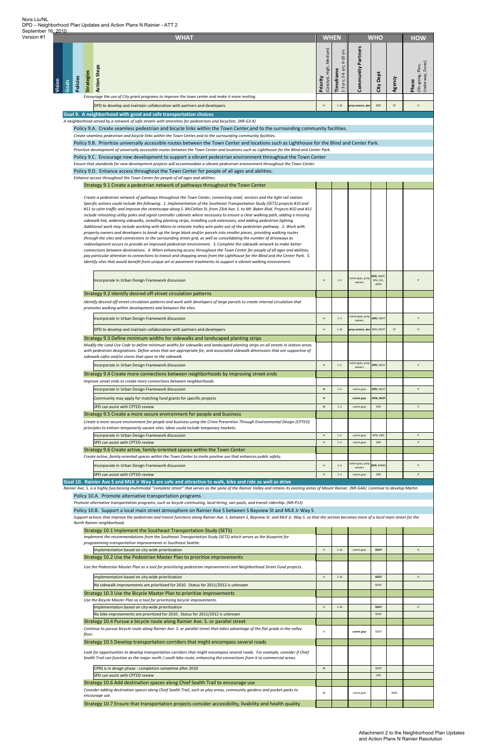Nora Liu/NL
DPD – Neighborhood Plan Updates and Action Plans N Rainier - ATT 2
September 16, 2010
Version #1

| WHAT | WHEN | | WHO | | | HOW |
|---|---|---|---|---|---|---|
| Vision / Goals / Policies / Strategies / Action Steps | Priority (Catalyst, High, Medium) | Timeframe 1-3 yrs; 3-6 yrs; 6-10 yrs | Community Partners | City Dept | Agency | Phase (On-going, Plan, Underway, Done) |
| *Encourage the use of City grant programs to improve the town center and make it more inviting.* | | | | | | |
| DPD to develop and maintain collaboration with partners and developers | H | 1-10 | prop owners, dev | DPD | ST | O |
| **Goal 9. A neighborhood with good and safe transportation choices** | | | | | | |
| *A neighborhood served by a network of safe streets with amenities for pedestrians and bicyclists. (NR-G3 A)* | | | | | | |
| Policy 9.A. Create seamless pedestrian and bicycle links within the Town Center,and to the surrounding community facilities. | | | | | | |
| *Create seamless pedestrian and bicycle links within the Town Center,and to the surrounding community facilities.* | | | | | | |
| Policy 9.B. Prioritize universally accessible routes between the Town Center and locations such as Lighthouse for the Blind and Center Park. | | | | | | |
| *Prioritize development of universally accessible routes between the Town Center and locations such as Lighthouse for the Blind and Center Park.* | | | | | | |
| Policy 9.C. Encourage new development to support a vibrant pedestrian environment throughout the Town Center | | | | | | |
| *Ensure that standards for new development projects will accommodate a vibrant pedestrian environment throughout the Town Center.* | | | | | | |
| Policy 9.D. Enhance access throughout the Town Center for people of all ages and abilities. | | | | | | |
| *Enhance access throughout the Town Center for people of all ages and abilities.* | | | | | | |
| Strategy 9.1 Create a pedestrian network of pathways throughout the Town Center | | | | | | |
| *Create a pedestrian network of pathways throughout the Town Center, connecting retail, services and the light rail station. Specific actions could include the following: 1. Implementation of the Southeast Transportation Study (SETS) projects #10 and #11 to calm traffic and improve the streetscape along S. McClellan St. from 23rd Ave. S. to Mt. Baker Blvd. Projects #10 and #11 include relocating utility poles and signal controller cabinets where necessary to ensure a clear walking path, adding a missing sidewalk link, widening sidewalks, installing planting strips, installing curb extensions, and adding pedestrian lighting. Additional work may include working with Metro to relocate trolley wire poles out of the pedestrian pathway. 2. Work with property owners and developers to break up the large block and/or parcels into smaller pieces, providing walking routes through the sites and connections to the surrounding street grid, as well as consolidating the number of driveways as redevelopment occurs to provide an improved pedestrian environment. 3. Complete the sidewalk network to make better connections between destinations. 4. When enhancing access throughout the Town Center for people of all ages and abilities, pay particular attention to connections to transit and shopping areas from the Lighthouse for the Blind and the Center Park. 5. Identify sites that would benefit from unique art or pavement treatments to support a vibrant walking environment.* | | | | | | |
| Incorporate in Urban Design Framework discussion | H | 1-3 | comm grps, prop owners | DPD, SDOT, SPU, SCL, ARTS | | P |
| Strategy 9.2 Identify desired off-street circulation patterns | | | | | | |
| *Identify desired off-street circulation patterns and work with developers of large parcels to create internal circulation that promotes walking within developments and between the sites.* | | | | | | |
| Incorporate in Urban Design Framework discussion | H | 1-3 | comm grps, prop owners | DPD, SDOT | | P |
| DPD to develop and maintain collaboration with partners and developers | H | 1-10 | prop owners, dev | DPD, SDOT | ST | O |
| Strategy 9.3 Define minimum widths for sidewalks and landscaped planting strips | | | | | | |
| *Modify the Land Use Code to define minimum widths for sidewalks and landscaped planting strips on all streets in station areas with pedestrian designations. Define areas that are appropriate for, and associated sidewalk dimensions that are supportive of sidewalk cafes and/or stores that open to the sidewalk.* | | | | | | |
| Incorporate in Urban Design Framework discussion | H | 1-3 | comm grps, prop owners | DPD, SDOT | | P |
| Strategy 9.4 Create more connections between neighborhoods by improving street ends | | | | | | |
| *Improve street ends to create more connections between neighborhoods.* | | | | | | |
| Incorporate in Urban Design Framework discussion | M | 1-3 | comm grps | DPD, SDOT | | P |
| Community may apply for matching fund grants for specific projects | M | | comm grps | DON, SDOT | | |
| SPD can assist with CPTED review | M | 1-3 | comm grps | SPD | | P |
| Strategy 9.5 Create a more secure environment for people and business | | | | | | |
| *Create a more secure environment for people and business using the Crime Prevention Through Environmental Design (CPTED) principles to enliven temporarily vacant sites. Ideas could include farmers markets.* | | | | | | |
| Incorporate in Urban Design Framework discussion | H | 1-3 | comm grps | DPD, OED | | P |
| SPD can assist with CPTED review | H | 1-3 | comm grps | SPD | | P |
| Strategy 9.6 Create active, family-oriented spaces within the Town Center | | | | | | |
| *Create active, family-oriented spaces within the Town Center to invite positive use that enhances public safety.* | | | | | | |
| Incorporate in Urban Design Framework discussion | H | 1-3 | comm grps, prop owners | DPD, PARKS | | P |
| SPD can assist with CPTED review | H | 1-3 | comm grps | SPD | | P |
| **Goal 10. Rainier Ave S and MLK Jr Way S are safe and attractive to walk, bike and ride as well as drive** | | | | | | |
| *Rainier Ave. S. is a highly functioning multimodal "complete street" that serves as the spine of the Rainier Valley and retains its existing vistas of Mount Rainier. (NR-G4A) Continue to develop Martin* | | | | | | |
| Policy 10.A. Promote alternative transportation programs | | | | | | |
| *Promote alternative transportation programs, such as bicycle commuting, local hiring, van pools, and transit ridership. (NR-P13)* | | | | | | |
| Policy 10.B. Support a local main street atmosphere on Rainier Ave S between S Bayview St and MLK Jr Way S | | | | | | |
| *Support actions that improve the pedestrian and transit functions along Rainier Ave. S. between S. Bayview St. and MLK Jr. Way S. so that the section becomes more of a local main street for the North Rainier neighborhood.* | | | | | | |
| Strategy 10.1 Implement the Southeast Transportation Study (SETS) | | | | | | |
| *Implement the recommendations from the Southeast Transportation Study (SETS) which serves as the blueprint for programming transportation improvements in Southeast Seattle.* | | | | | | |
| Implementation based on city-wide prioritization | H | 1-10 | comm grps | SDOT | | O |
| Strategy 10.2 Use the Pedestrian Master Plan to prioritize improvements | | | | | | |
| *Use the Pedestrian Master Plan as a tool for prioritizing pedestrian improvements and Neighborhood Street Fund projects.* | | | | | | |
| Implementation based on city-wide prioritization | H | 1-10 | | SDOT | | O |
| No sidewalk improvements are prioritized for 2010. Status for 2011/2012 is unknown | | | | SDOT | | |
| Strategy 10.3 Use the Bicycle Master Plan to prioritize improvements | | | | | | |
| *Use the Bicycle Master Plan as a tool for prioritizing bicycle improvements.* | | | | | | |
| Implementation based on city-wide prioritization | H | 1-10 | | SDOT | | O |
| No bike improvements are prioritized for 2010. Status for 2011/2012 is unknown | | | | SDOT | | |
| Strategy 10.4 Pursue a bicycle route along Rainier Ave. S. or parallel street | | | | | | |
| *Continue to pursue bicycle route along Rainier Ave. S. or parallel street that takes advantage of the flat grade in the valley floor.* | H | | comm grps | SDOT | | |
| Strategy 10.5 Develop transportation corridors that might encompass several roads | | | | | | |
| *Look for opportunities to develop transportation corridors that might encompass several roads. For example, consider if Chief Sealth Trail can function as the major north / south bike route, enhancing the connections from it to commercial areas.* | | | | | | |
| CPRS is in design phase - completion sometime after 2010 | M | | | SDOT | | |
| SPD can assist with CPTED review | | | | SPD | | |
| Strategy 10.6 Add destination spaces along Chief Sealth Trail to encourage use | | | | | | |
| *Consider adding destination spaces along Chief Sealth Trail, such as play areas, community gardens and pocket parks to encourage use.* | M | | comm grps | | DON | |
| Strategy 10.7 Ensure that transportation projects consider accessibility, livability and health quality | | | | | | |

Attachment 2 to the Neighborhood Plan Updates and Action Plans N Rainier Resolution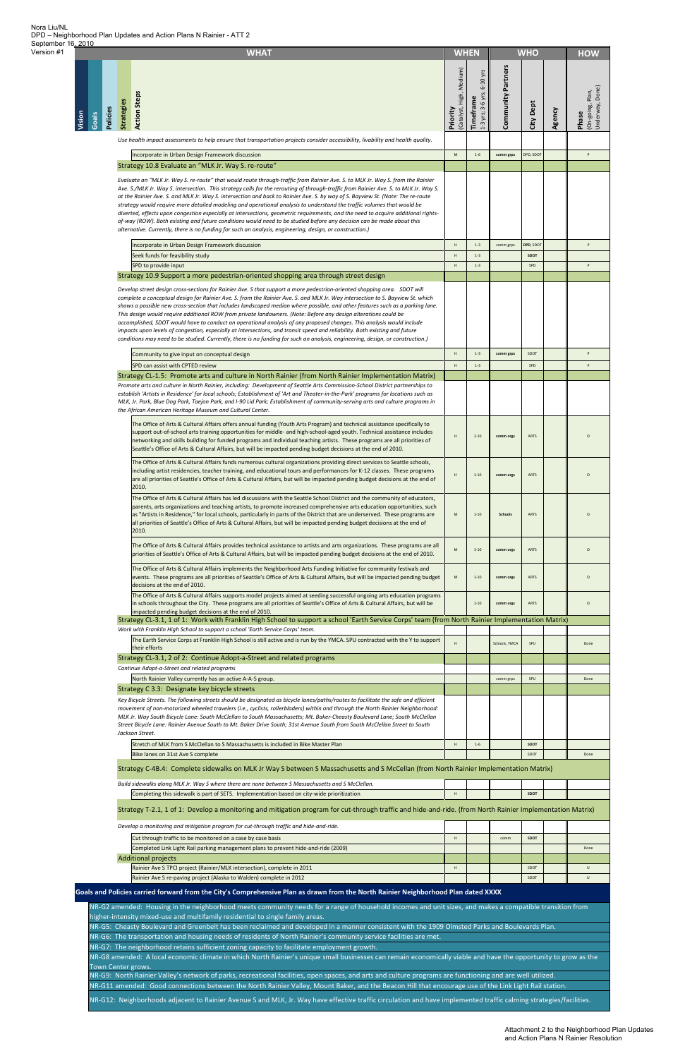Nora Liu/NL
DPD – Neighborhood Plan Updates and Action Plans N Rainier - ATT 2
September 16, 2010
Version #1

| WHAT | WHEN | | WHO | | | HOW |
|---|---|---|---|---|---|---|
| Vision / Goals / Policies / Strategies / Action Steps | Priority (Catalyst, High, Medium) | Timeframe 1-3 yrs; 3-6 yrs; 6-10 yrs | Community Partners | City Dept | Agency | Phase (On-going, Plan, Underway, Done) |
| *Use health impact assessments to help ensure that transportation projects consider accessibility, livability and health quality.* | | | | | | |
| Incorporate in Urban Design Framework discussion | M | 1-6 | comm grps | DPD, SDOT | | P |
| **Strategy 10.8 Evaluate an "MLK Jr. Way S. re-route"** | | | | | | |
| *Evaluate an "MLK Jr. Way S. re-route" that would route through-traffic from Rainier Ave. S. to MLK Jr. Way S. from the Rainier Ave. S./MLK Jr. Way S. intersection. This strategy calls for the rerouting of through-traffic from Rainier Ave. S. to MLK Jr. Way S. at the Rainier Ave. S. and MLK Jr. Way S. intersection and back to Rainier Ave. S. by way of S. Bayview St. (Note: The re-route strategy would require more detailed modeling and operational analysis to understand the traffic volumes that would be diverted, effects upon congestion especially at intersections, geometric requirements, and the need to acquire additional rights-of-way (ROW). Both existing and future conditions would need to be studied before any decision can be made about this alternative. Currently, there is no funding for such an analysis, engineering, design, or construction.)* | | | | | | |
| Incorporate in Urban Design Framework discussion | H | 1-3 | comm grps | DPD, SDOT | | P |
| Seek funds for feasibility study | H | 1-3 | | SDOT | | |
| SPD to provide input | H | 1-3 | | SPD | | P |
| **Strategy 10.9 Support a more pedestrian-oriented shopping area through street design** | | | | | | |
| *Develop street design cross-sections for Rainier Ave. S that support a more pedestrian-oriented shopping area. SDOT will complete a conceptual design for Rainier Ave. S. from the Rainier Ave. S. and MLK Jr. Way intersection to S. Bayview St. which shows a possible new cross-section that includes landscaped median where possible, and other features such as a parking lane. This design would require additional ROW from private landowners. (Note: Before any design alterations could be accomplished, SDOT would have to conduct an operational analysis of any proposed changes. This analysis would include impacts upon levels of congestion, especially at intersections, and transit speed and reliability. Both existing and future conditions may need to be studied. Currently, there is no funding for such an analysis, engineering, design, or construction.)* | | | | | | |
| Community to give input on conceptual design | H | 1-3 | comm grps | SDOT | | P |
| SPD can assist with CPTED review | H | 1-3 | | SPD | | P |
| **Strategy CL-1.5: Promote arts and culture in North Rainier (from North Rainier Implementation Matrix)** | | | | | | |
| *Promote arts and culture in North Rainier, including: Development of Seattle Arts Commission-School District partnerships to establish 'Artists in Residence' for local schools; Establishment of 'Art and Theater-in-the-Park' programs for locations such as MLK, Jr. Park, Blue Dog Park, Taejon Park, and I-90 Lid Park; Establishment of community-serving arts and culture programs in the African American Heritage Museum and Cultural Center.* | | | | | | |
| The Office of Arts & Cultural Affairs offers annual funding (Youth Arts Program) and technical assistance specifically to support out-of-school arts training opportunities for middle- and high-school-aged youth. Technical assistance includes networking and skills building for funded programs and individual teaching artists. These programs are all priorities of Seattle's Office of Arts & Cultural Affairs, but will be impacted pending budget decisions at the end of 2010. | H | 1-10 | comm orgs | ARTS | | O |
| The Office of Arts & Cultural Affairs funds numerous cultural organizations providing direct services to Seattle schools, including artist residencies, teacher training, and educational tours and performances for K-12 classes. These programs are all priorities of Seattle's Office of Arts & Cultural Affairs, but will be impacted pending budget decisions at the end of 2010. | H | 1-10 | comm orgs | ARTS | | O |
| The Office of Arts & Cultural Affairs has led discussions with the Seattle School District and the community of educators, parents, arts organizations and teaching artists, to promote increased comprehensive arts education opportunities, such as "Artists in Residence," for local schools, particularly in parts of the District that are underserved. These programs are all priorities of Seattle's Office of Arts & Cultural Affairs, but will be impacted pending budget decisions at the end of 2010. | M | 1-10 | Schools | ARTS | | O |
| The Office of Arts & Cultural Affairs provides technical assistance to artists and arts organizations. These programs are all priorities of Seattle's Office of Arts & Cultural Affairs, but will be impacted pending budget decisions at the end of 2010. | M | 1-10 | comm orgs | ARTS | | O |
| The Office of Arts & Cultural Affairs implements the Neighborhood Arts Funding Initiative for community festivals and events. These programs are all priorities of Seattle's Office of Arts & Cultural Affairs, but will be impacted pending budget decisions at the end of 2010. | M | 1-10 | comm orgs | ARTS | | O |
| The Office of Arts & Cultural Affairs supports model projects aimed at seeding successful ongoing arts education programs in schools throughout the City. These programs are all priorities of Seattle's Office of Arts & Cultural Affairs, but will be impacted pending budget decisions at the end of 2010. | | 1-10 | comm orgs | ARTS | | O |
| **Strategy CL-3.1, 1 of 1: Work with Franklin High School to support a school 'Earth Service Corps' team (from North Rainier Implementation Matrix)** | | | | | | |
| *Work with Franklin High School to support a school 'Earth Service Corps' team.* | | | | | | |
| The Earth Service Corps at Franklin High School is still active and is run by the YMCA. SPU contracted with the Y to support their efforts | H | | Schools, YMCA | SPU | | Done |
| **Strategy CL-3.1, 2 of 2: Continue Adopt-a-Street and related programs** | | | | | | |
| *Continue Adopt-a-Street and related programs* | | | | | | |
| North Rainier Valley currently has an active A-A-S group. | | | comm grps | SPU | | Done |
| **Strategy C 3.3: Designate key bicycle streets** | | | | | | |
| *Key Bicycle Streets. The following streets should be designated as bicycle lanes/paths/routes to facilitate the safe and efficient movement of non-motorized wheeled travelers (i.e., cyclists, rollerbladers) within and through the North Rainier Neighborhood: MLK Jr. Way South Bicycle Lane: South McClellan to South Massachusetts; Mt. Baker-Cheasty Boulevard Lane; South McClellan Street Bicycle Lane: Rainier Avenue South to Mt. Baker Drive South; 31st Avenue South from South McClellan Street to South Jackson Street.* | | | | | | |
| Stretch of MLK from S McClellan to S Massachusetts is included in Bike Master Plan | H | 1-6 | | SDOT | | |
| Bike lanes on 31st Ave S complete | | | | SDOT | | Done |
| **Strategy C-4B.4: Complete sidewalks on MLK Jr Way S between S Massachusetts and S McClellan (from North Rainier Implementation Matrix)** | | | | | | |
| *Build sidewalks along MLK Jr. Way S where there are none between S Massachusetts and S McClellan.* | | | | | | |
| Completing this sidewalk is part of SETS. Implementation based on city-wide prioritization | H | | | SDOT | | |
| **Strategy T-2.1, 1 of 1: Develop a monitoring and mitigation program for cut-through traffic and hide-and-ride. (from North Rainier Implementation Matrix)** | | | | | | |
| *Develop a monitoring and mitigation program for cut-through traffic and hide-and-ride.* | | | | | | |
| Cut through traffic to be monitored on a case by case basis | H | | comm | SDOT | | |
| Completed Link Light Rail parking management plans to prevent hide-and-ride (2009) | | | | | | Done |
| **Additional projects** | | | | | | |
| Rainier Ave S TPCI project (Rainier/MLK intersection), complete in 2011 | H | | | SDOT | | U |
| Rainier Ave S re-paving project (Alaska to Walden) complete in 2012 | | | | SDOT | | U |

**Goals and Policies carried forward from the City's Comprehensive Plan as drawn from the North Rainier Neighborhood Plan dated XXXX**

NR-G2 amended: Housing in the neighborhood meets community needs for a range of household incomes and unit sizes, and makes a compatible transition from higher-intensity mixed-use and multifamily residential to single family areas.

NR-G5: Cheasty Boulevard and Greenbelt has been reclaimed and developed in a manner consistent with the 1909 Olmsted Parks and Boulevards Plan.

NR-G6: The transportation and housing needs of residents of North Rainier's community service facilities are met.

NR-G7: The neighborhood retains sufficient zoning capacity to facilitate employment growth.

NR-G8 amended: A local economic climate in which North Rainier's unique small businesses can remain economically viable and have the opportunity to grow as the Town Center grows.

NR-G9: North Rainier Valley's network of parks, recreational facilities, open spaces, and arts and culture programs are functioning and are well utilized.

NR-G11 amended: Good connections between the North Rainier Valley, Mount Baker, and the Beacon Hill that encourage use of the Link Light Rail station.

NR-G12: Neighborhoods adjacent to Rainier Avenue S and MLK, Jr. Way have effective traffic circulation and have implemented traffic calming strategies/facilities.

Attachment 2 to the Neighborhood Plan Updates and Action Plans N Rainier Resolution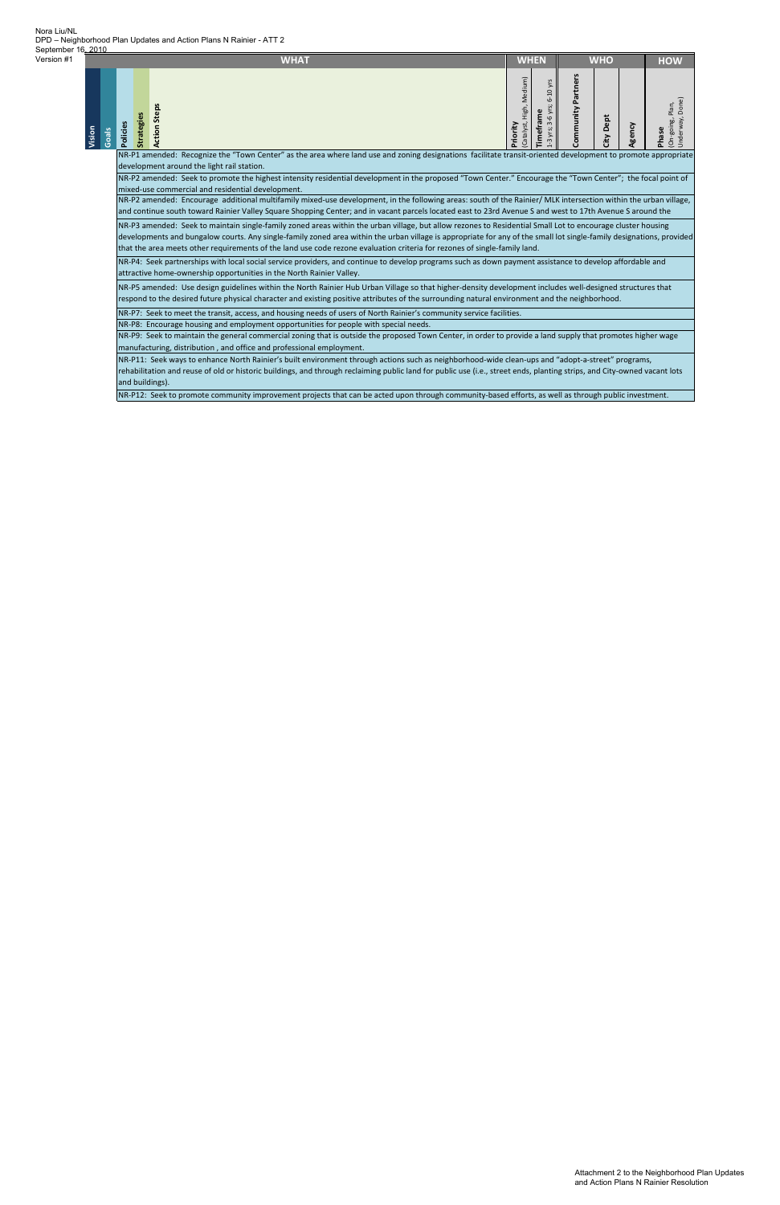Nora Liu/NL
DPD – Neighborhood Plan Updates and Action Plans N Rainier - ATT 2
September 16, 2010
Version #1

| WHAT | | | | | WHEN | | WHO | | | HOW |
|---|---|---|---|---|---|---|---|---|---|---|
| Vision | Goals | Policies | Strategies | Action Steps | Priority (Catalyst, High, Medium) | Timeframe 1-3 yrs; 3-6 yrs; 6-10 yrs | Community Partners | City Dept | Agency | Phase (On-going, Plan, Underway, Done) |
| | | NR-P1 amended: Recognize the "Town Center" as the area where land use and zoning designations facilitate transit-oriented development to promote appropriate development around the light rail station. | | | | | | | | |
| | | NR-P2 amended: Seek to promote the highest intensity residential development in the proposed "Town Center." Encourage the "Town Center"; the focal point of mixed-use commercial and residential development. | | | | | | | | |
| | | NR-P2 amended: Encourage additional multifamily mixed-use development, in the following areas: south of the Rainier/ MLK intersection within the urban village, and continue south toward Rainier Valley Square Shopping Center; and in vacant parcels located east to 23rd Avenue S and west to 17th Avenue S around the | | | | | | | | |
| | | NR-P3 amended: Seek to maintain single-family zoned areas within the urban village, but allow rezones to Residential Small Lot to encourage cluster housing developments and bungalow courts. Any single-family zoned area within the urban village is appropriate for any of the small lot single-family designations, provided that the area meets other requirements of the land use code rezone evaluation criteria for rezones of single-family land. | | | | | | | | |
| | | NR-P4: Seek partnerships with local social service providers, and continue to develop programs such as down payment assistance to develop affordable and attractive home-ownership opportunities in the North Rainier Valley. | | | | | | | | |
| | | NR-P5 amended: Use design guidelines within the North Rainier Hub Urban Village so that higher-density development includes well-designed structures that respond to the desired future physical character and existing positive attributes of the surrounding natural environment and the neighborhood. | | | | | | | | |
| | | NR-P7: Seek to meet the transit, access, and housing needs of users of North Rainier's community service facilities. | | | | | | | | |
| | | NR-P8: Encourage housing and employment opportunities for people with special needs. | | | | | | | | |
| | | NR-P9: Seek to maintain the general commercial zoning that is outside the proposed Town Center, in order to provide a land supply that promotes higher wage manufacturing, distribution , and office and professional employment. | | | | | | | | |
| | | NR-P11: Seek ways to enhance North Rainier's built environment through actions such as neighborhood-wide clean-ups and "adopt-a-street" programs, rehabilitation and reuse of old or historic buildings, and through reclaiming public land for public use (i.e., street ends, planting strips, and City-owned vacant lots and buildings). | | | | | | | | |
| | | NR-P12: Seek to promote community improvement projects that can be acted upon through community-based efforts, as well as through public investment. | | | | | | | | |

Attachment 2 to the Neighborhood Plan Updates and Action Plans N Rainier Resolution